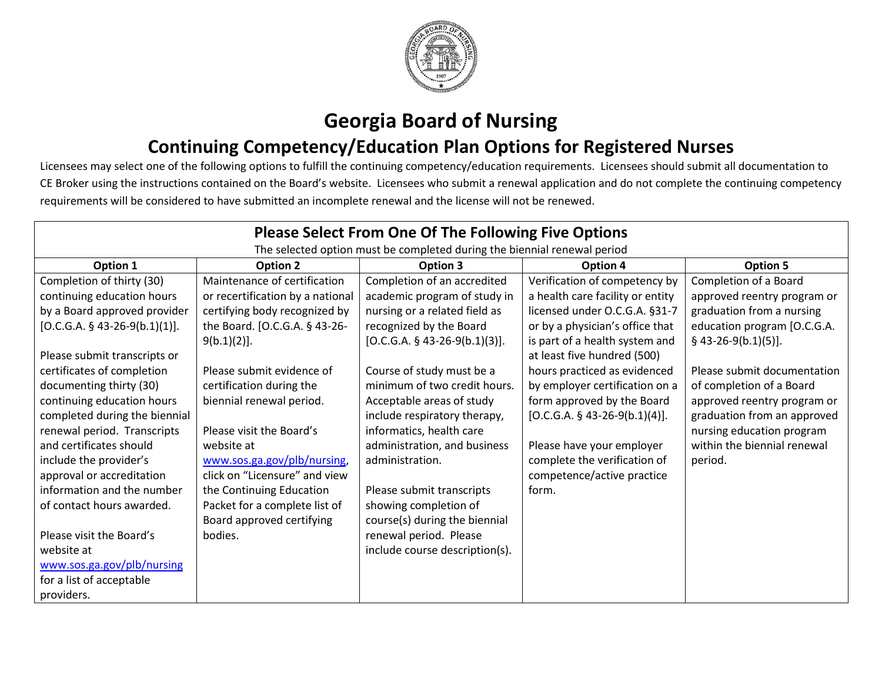# Georgia Board of Nursing

## Continuing Competency/Education Plan Options for Registered Nurses

Licensees may select one of the following options to fulfill the continuing competency/education requirements. Licensees should submit all documentation to CE Broker using the instructions contained on the Board's website. Licensees who submit a renewal application and do not complete the continuing competency requirements will be considered to have submitted an incomplete renewal and the license will not be renewed.

**Please Select From One Of The Following Five Options**

The selected option must be completed during the biennial renewal period

| Option 1 | Option 2 | Option 3 | Option 4 | Option 5 |
|---|---|---|---|---|
| Completion of thirty (30) continuing education hours by a Board approved provider [O.C.G.A. § 43-26-9(b.1)(1)].<br><br>Please submit transcripts or certificates of completion documenting thirty (30) continuing education hours completed during the biennial renewal period. Transcripts and certificates should include the provider's approval or accreditation information and the number of contact hours awarded.<br><br>Please visit the Board's website at www.sos.ga.gov/plb/nursing for a list of acceptable providers. | Maintenance of certification or recertification by a national certifying body recognized by the Board. [O.C.G.A. § 43-26-9(b.1)(2)].<br><br>Please submit evidence of certification during the biennial renewal period.<br><br>Please visit the Board's website at www.sos.ga.gov/plb/nursing, click on "Licensure" and view the Continuing Education Packet for a complete list of Board approved certifying bodies. | Completion of an accredited academic program of study in nursing or a related field as recognized by the Board [O.C.G.A. § 43-26-9(b.1)(3)].<br><br>Course of study must be a minimum of two credit hours. Acceptable areas of study include respiratory therapy, informatics, health care administration, and business administration.<br><br>Please submit transcripts showing completion of course(s) during the biennial renewal period. Please include course description(s). | Verification of competency by a health care facility or entity licensed under O.C.G.A. §31-7 or by a physician's office that is part of a health system and at least five hundred (500) hours practiced as evidenced by employer certification on a form approved by the Board [O.C.G.A. § 43-26-9(b.1)(4)].<br><br>Please have your employer complete the verification of competence/active practice form. | Completion of a Board approved reentry program or graduation from a nursing education program [O.C.G.A. § 43-26-9(b.1)(5)].<br><br>Please submit documentation of completion of a Board approved reentry program or graduation from an approved nursing education program within the biennial renewal period. |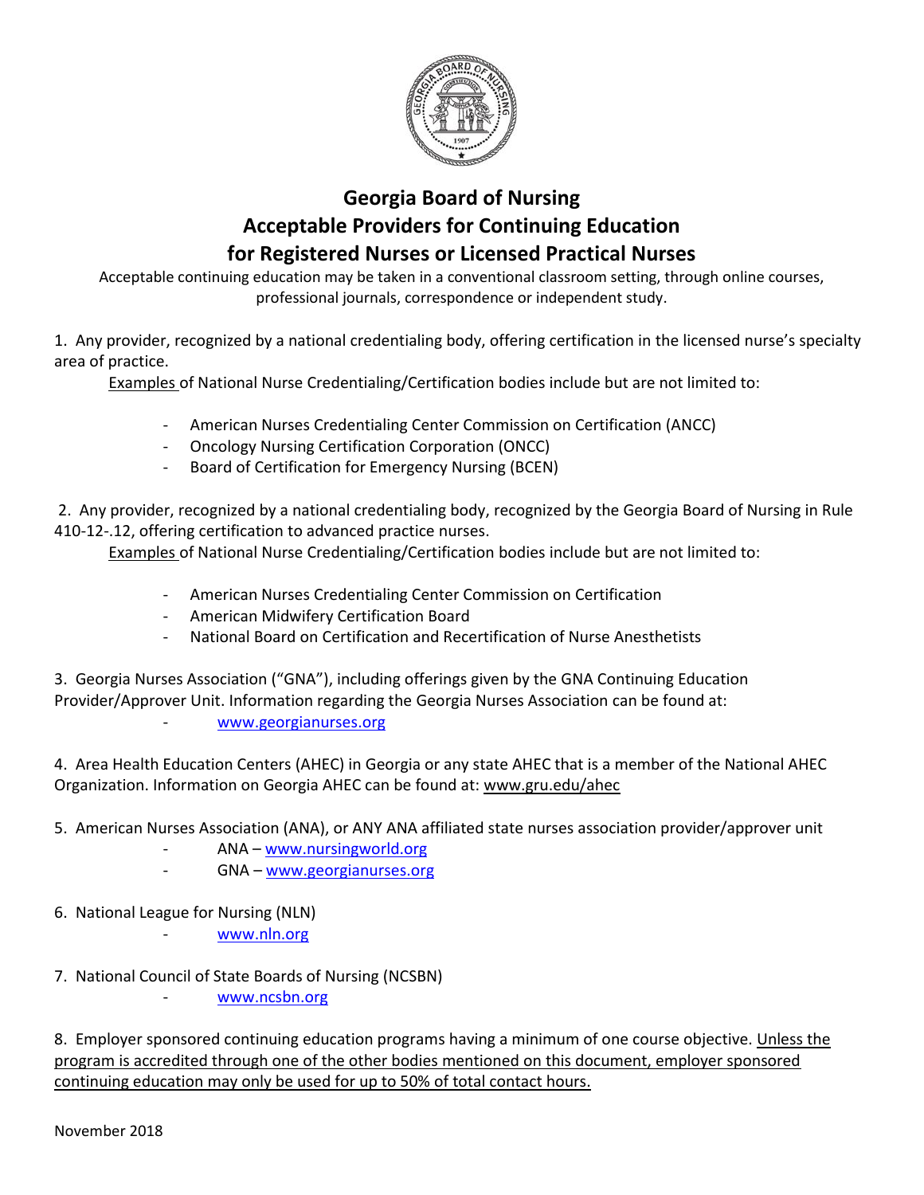# Georgia Board of Nursing
## Acceptable Providers for Continuing Education
## for Registered Nurses or Licensed Practical Nurses

Acceptable continuing education may be taken in a conventional classroom setting, through online courses, professional journals, correspondence or independent study.

1. Any provider, recognized by a national credentialing body, offering certification in the licensed nurse's specialty area of practice.

   Examples of National Nurse Credentialing/Certification bodies include but are not limited to:

   - American Nurses Credentialing Center Commission on Certification (ANCC)
   - Oncology Nursing Certification Corporation (ONCC)
   - Board of Certification for Emergency Nursing (BCEN)

2. Any provider, recognized by a national credentialing body, recognized by the Georgia Board of Nursing in Rule 410-12-.12, offering certification to advanced practice nurses.

   Examples of National Nurse Credentialing/Certification bodies include but are not limited to:

   - American Nurses Credentialing Center Commission on Certification
   - American Midwifery Certification Board
   - National Board on Certification and Recertification of Nurse Anesthetists

3. Georgia Nurses Association ("GNA"), including offerings given by the GNA Continuing Education Provider/Approver Unit. Information regarding the Georgia Nurses Association can be found at:
   - www.georgianurses.org

4. Area Health Education Centers (AHEC) in Georgia or any state AHEC that is a member of the National AHEC Organization. Information on Georgia AHEC can be found at: www.gru.edu/ahec

5. American Nurses Association (ANA), or ANY ANA affiliated state nurses association provider/approver unit
   - ANA – www.nursingworld.org
   - GNA – www.georgianurses.org

6. National League for Nursing (NLN)
   - www.nln.org

7. National Council of State Boards of Nursing (NCSBN)
   - www.ncsbn.org

8. Employer sponsored continuing education programs having a minimum of one course objective. Unless the program is accredited through one of the other bodies mentioned on this document, employer sponsored continuing education may only be used for up to 50% of total contact hours.

November 2018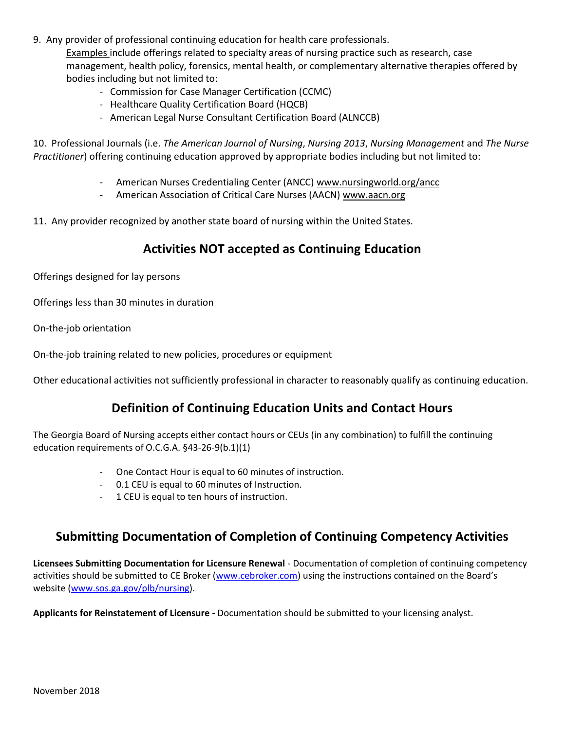9. Any provider of professional continuing education for health care professionals.
   Examples include offerings related to specialty areas of nursing practice such as research, case management, health policy, forensics, mental health, or complementary alternative therapies offered by bodies including but not limited to:
   - Commission for Case Manager Certification (CCMC)
   - Healthcare Quality Certification Board (HQCB)
   - American Legal Nurse Consultant Certification Board (ALNCCB)

10. Professional Journals (i.e. *The American Journal of Nursing*, *Nursing 2013*, *Nursing Management* and *The Nurse Practitioner*) offering continuing education approved by appropriate bodies including but not limited to:
    - American Nurses Credentialing Center (ANCC) www.nursingworld.org/ancc
    - American Association of Critical Care Nurses (AACN) www.aacn.org

11. Any provider recognized by another state board of nursing within the United States.

## Activities NOT accepted as Continuing Education

Offerings designed for lay persons

Offerings less than 30 minutes in duration

On-the-job orientation

On-the-job training related to new policies, procedures or equipment

Other educational activities not sufficiently professional in character to reasonably qualify as continuing education.

## Definition of Continuing Education Units and Contact Hours

The Georgia Board of Nursing accepts either contact hours or CEUs (in any combination) to fulfill the continuing education requirements of O.C.G.A. §43-26-9(b.1)(1)

- One Contact Hour is equal to 60 minutes of instruction.
- 0.1 CEU is equal to 60 minutes of Instruction.
- 1 CEU is equal to ten hours of instruction.

## Submitting Documentation of Completion of Continuing Competency Activities

**Licensees Submitting Documentation for Licensure Renewal** - Documentation of completion of continuing competency activities should be submitted to CE Broker (www.cebroker.com) using the instructions contained on the Board's website (www.sos.ga.gov/plb/nursing).

**Applicants for Reinstatement of Licensure -** Documentation should be submitted to your licensing analyst.

November 2018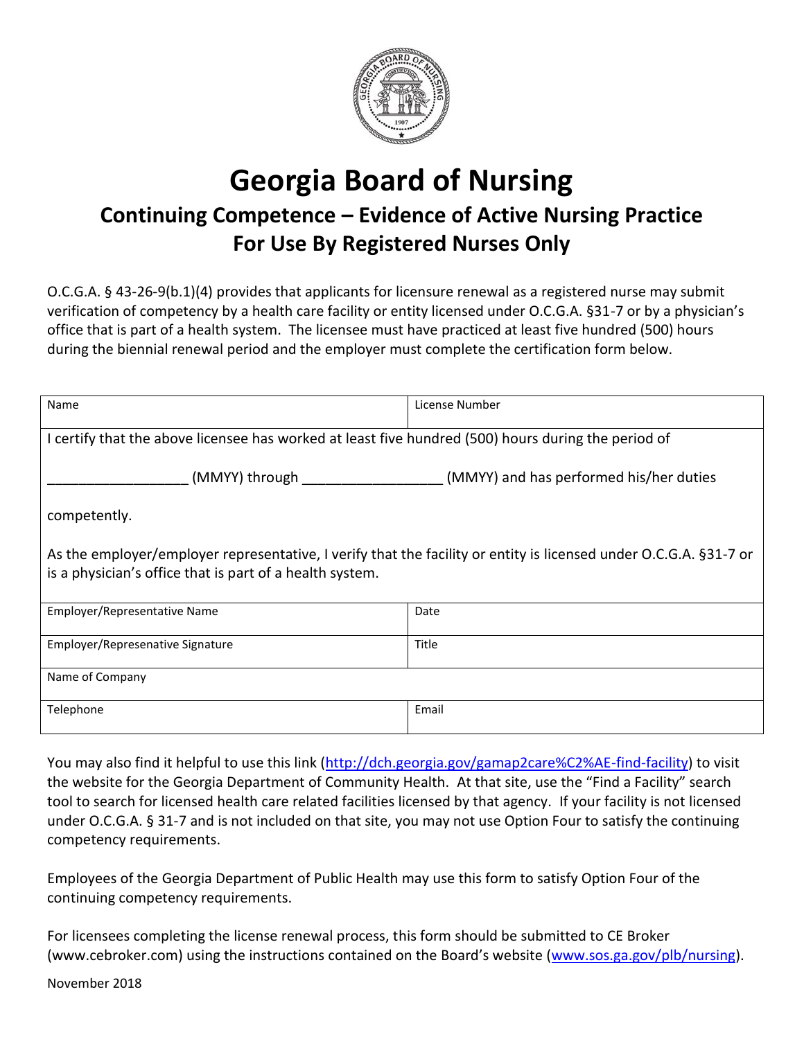# Georgia Board of Nursing

## Continuing Competence – Evidence of Active Nursing Practice
## For Use By Registered Nurses Only

O.C.G.A. § 43-26-9(b.1)(4) provides that applicants for licensure renewal as a registered nurse may submit verification of competency by a health care facility or entity licensed under O.C.G.A. §31-7 or by a physician's office that is part of a health system. The licensee must have practiced at least five hundred (500) hours during the biennial renewal period and the employer must complete the certification form below.

| Name | License Number |
|---|---|
| I certify that the above licensee has worked at least five hundred (500) hours during the period of<br><br>__________________ (MMYY) through _________________ (MMYY) and has performed his/her duties<br><br>competently.<br><br>As the employer/employer representative, I verify that the facility or entity is licensed under O.C.G.A. §31-7 or is a physician's office that is part of a health system. | |
| Employer/Representative Name | Date |
| Employer/Represenative Signature | Title |
| Name of Company | |
| Telephone | Email |

You may also find it helpful to use this link (http://dch.georgia.gov/gamap2care%C2%AE-find-facility) to visit the website for the Georgia Department of Community Health. At that site, use the "Find a Facility" search tool to search for licensed health care related facilities licensed by that agency. If your facility is not licensed under O.C.G.A. § 31-7 and is not included on that site, you may not use Option Four to satisfy the continuing competency requirements.

Employees of the Georgia Department of Public Health may use this form to satisfy Option Four of the continuing competency requirements.

For licensees completing the license renewal process, this form should be submitted to CE Broker (www.cebroker.com) using the instructions contained on the Board's website (www.sos.ga.gov/plb/nursing).

November 2018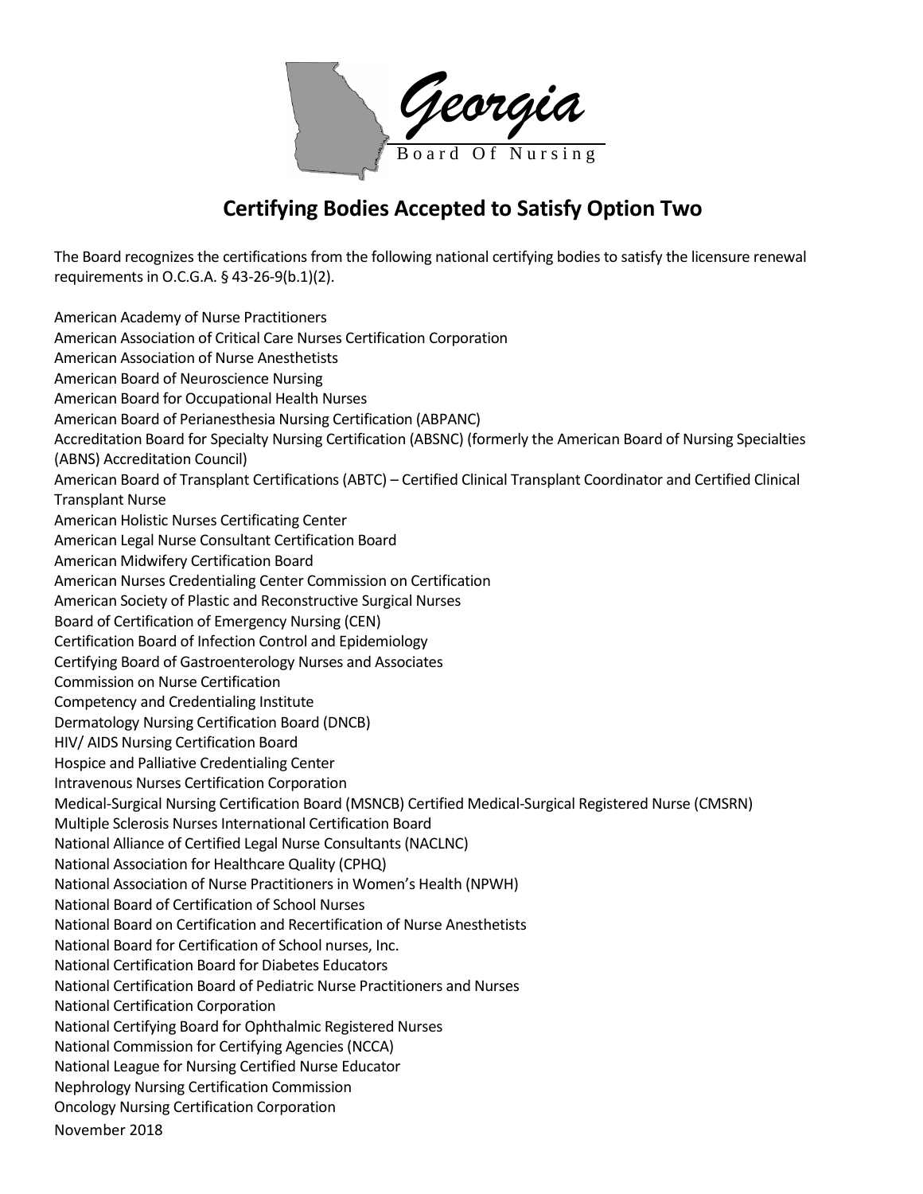Georgia

Board Of Nursing

## Certifying Bodies Accepted to Satisfy Option Two

The Board recognizes the certifications from the following national certifying bodies to satisfy the licensure renewal requirements in O.C.G.A. § 43-26-9(b.1)(2).

American Academy of Nurse Practitioners
American Association of Critical Care Nurses Certification Corporation
American Association of Nurse Anesthetists
American Board of Neuroscience Nursing
American Board for Occupational Health Nurses
American Board of Perianesthesia Nursing Certification (ABPANC)
Accreditation Board for Specialty Nursing Certification (ABSNC) (formerly the American Board of Nursing Specialties (ABNS) Accreditation Council)
American Board of Transplant Certifications (ABTC) – Certified Clinical Transplant Coordinator and Certified Clinical Transplant Nurse
American Holistic Nurses Certificating Center
American Legal Nurse Consultant Certification Board
American Midwifery Certification Board
American Nurses Credentialing Center Commission on Certification
American Society of Plastic and Reconstructive Surgical Nurses
Board of Certification of Emergency Nursing (CEN)
Certification Board of Infection Control and Epidemiology
Certifying Board of Gastroenterology Nurses and Associates
Commission on Nurse Certification
Competency and Credentialing Institute
Dermatology Nursing Certification Board (DNCB)
HIV/ AIDS Nursing Certification Board
Hospice and Palliative Credentialing Center
Intravenous Nurses Certification Corporation
Medical-Surgical Nursing Certification Board (MSNCB) Certified Medical-Surgical Registered Nurse (CMSRN)
Multiple Sclerosis Nurses International Certification Board
National Alliance of Certified Legal Nurse Consultants (NACLNC)
National Association for Healthcare Quality (CPHQ)
National Association of Nurse Practitioners in Women's Health (NPWH)
National Board of Certification of School Nurses
National Board on Certification and Recertification of Nurse Anesthetists
National Board for Certification of School nurses, Inc.
National Certification Board for Diabetes Educators
National Certification Board of Pediatric Nurse Practitioners and Nurses
National Certification Corporation
National Certifying Board for Ophthalmic Registered Nurses
National Commission for Certifying Agencies (NCCA)
National League for Nursing Certified Nurse Educator
Nephrology Nursing Certification Commission
Oncology Nursing Certification Corporation

November 2018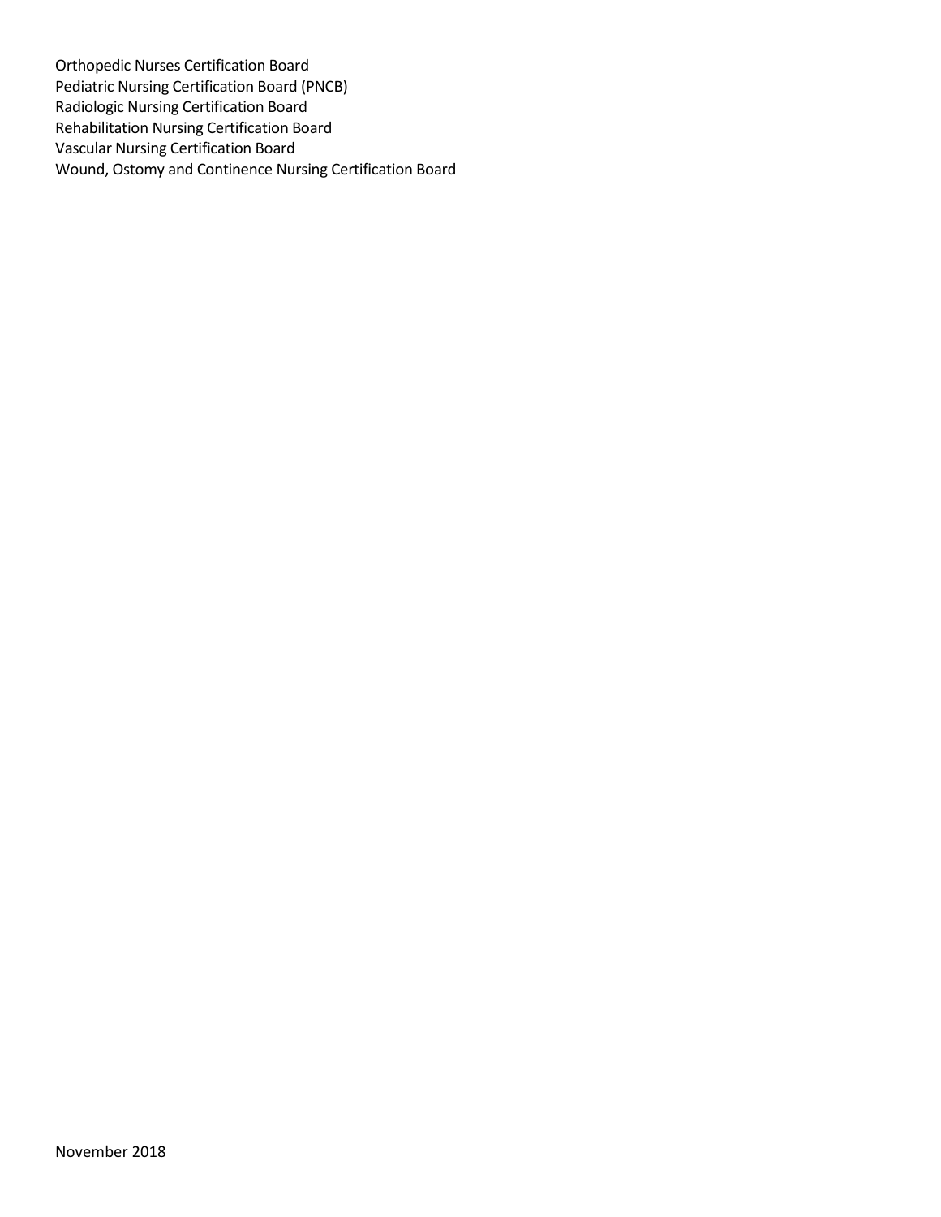Orthopedic Nurses Certification Board
Pediatric Nursing Certification Board (PNCB)
Radiologic Nursing Certification Board
Rehabilitation Nursing Certification Board
Vascular Nursing Certification Board
Wound, Ostomy and Continence Nursing Certification Board

November 2018